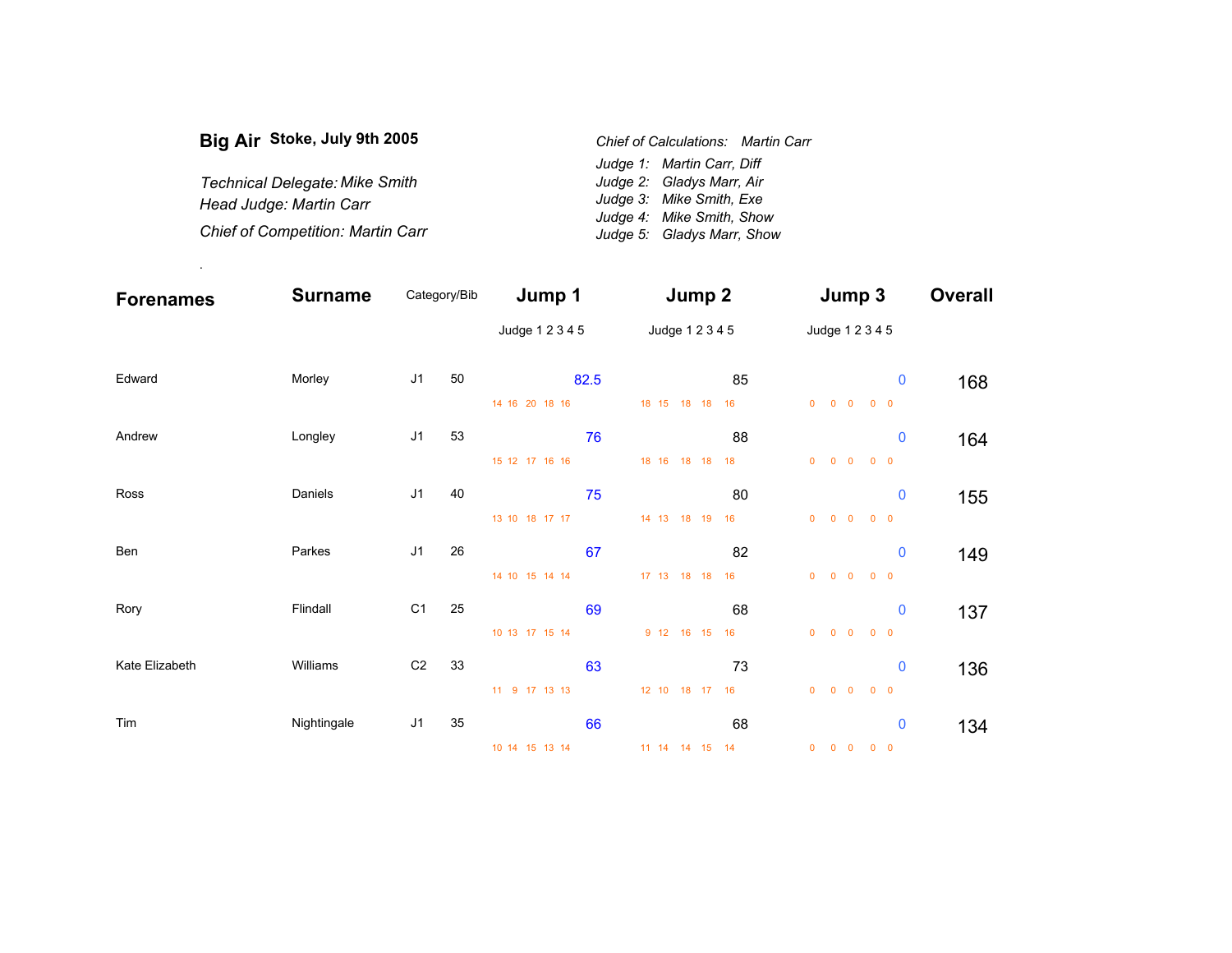# Big Air Stoke, July 9th 2005

*Technical Delegate: Mike Smith*
*Head Judge: Martin Carr*
*Chief of Competition: Martin Carr*

*Chief of Calculations: Martin Carr*
*Judge 1: Martin Carr, Diff*
*Judge 2: Gladys Marr, Air*
*Judge 3: Mike Smith, Exe*
*Judge 4: Mike Smith, Show*
*Judge 5: Gladys Marr, Show*

.

| Forenames | Surname | Category | Bib | Jump 1 (Judge 1 2 3 4 5) | Jump 1 Score | Jump 2 (Judge 1 2 3 4 5) | Jump 2 Score | Jump 3 (Judge 1 2 3 4 5) | Jump 3 Score | Overall |
|---|---|---|---|---|---|---|---|---|---|---|
| Edward | Morley | J1 | 50 | 14 16 20 18 16 | 82.5 | 18 15 18 18 16 | 85 | 0 0 0 0 0 | 0 | 168 |
| Andrew | Longley | J1 | 53 | 15 12 17 16 16 | 76 | 18 16 18 18 18 | 88 | 0 0 0 0 0 | 0 | 164 |
| Ross | Daniels | J1 | 40 | 13 10 18 17 17 | 75 | 14 13 18 19 16 | 80 | 0 0 0 0 0 | 0 | 155 |
| Ben | Parkes | J1 | 26 | 14 10 15 14 14 | 67 | 17 13 18 18 16 | 82 | 0 0 0 0 0 | 0 | 149 |
| Rory | Flindall | C1 | 25 | 10 13 17 15 14 | 69 | 9 12 16 15 16 | 68 | 0 0 0 0 0 | 0 | 137 |
| Kate Elizabeth | Williams | C2 | 33 | 11 9 17 13 13 | 63 | 12 10 18 17 16 | 73 | 0 0 0 0 0 | 0 | 136 |
| Tim | Nightingale | J1 | 35 | 10 14 15 13 14 | 66 | 11 14 14 15 14 | 68 | 0 0 0 0 0 | 0 | 134 |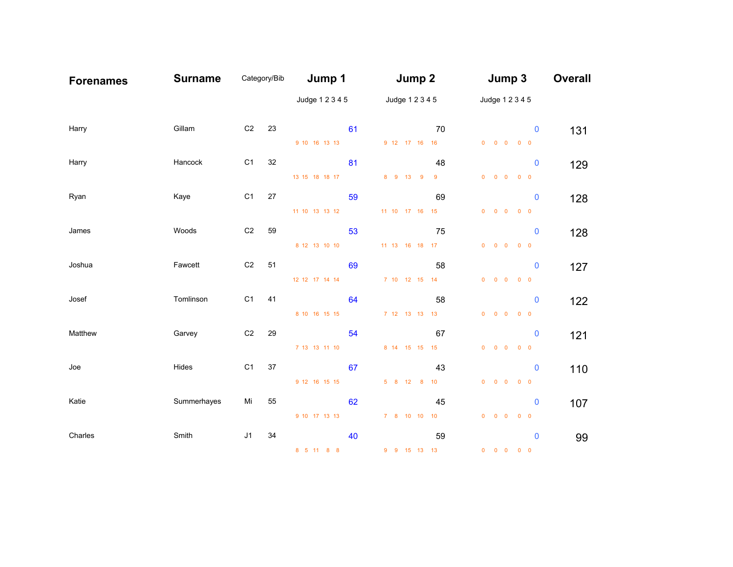| Forenames | Surname | Category/Bib | | Jump 1 | Jump 2 | Jump 3 | Overall |
|---|---|---|---|---|---|---|---|
| | | | | Judge 1 2 3 4 5 | Judge 1 2 3 4 5 | Judge 1 2 3 4 5 | |
| Harry | Gillam | C2 | 23 | 61<br>9 10 16 13 13 | 70<br>9 12 17 16 16 | 0<br>0 0 0 0 0 | 131 |
| Harry | Hancock | C1 | 32 | 81<br>13 15 18 18 17 | 48<br>8 9 13 9 9 | 0<br>0 0 0 0 0 | 129 |
| Ryan | Kaye | C1 | 27 | 59<br>11 10 13 13 12 | 69<br>11 10 17 16 15 | 0<br>0 0 0 0 0 | 128 |
| James | Woods | C2 | 59 | 53<br>8 12 13 10 10 | 75<br>11 13 16 18 17 | 0<br>0 0 0 0 0 | 128 |
| Joshua | Fawcett | C2 | 51 | 69<br>12 12 17 14 14 | 58<br>7 10 12 15 14 | 0<br>0 0 0 0 0 | 127 |
| Josef | Tomlinson | C1 | 41 | 64<br>8 10 16 15 15 | 58<br>7 12 13 13 13 | 0<br>0 0 0 0 0 | 122 |
| Matthew | Garvey | C2 | 29 | 54<br>7 13 13 11 10 | 67<br>8 14 15 15 15 | 0<br>0 0 0 0 0 | 121 |
| Joe | Hides | C1 | 37 | 67<br>9 12 16 15 15 | 43<br>5 8 12 8 10 | 0<br>0 0 0 0 0 | 110 |
| Katie | Summerhayes | Mi | 55 | 62<br>9 10 17 13 13 | 45<br>7 8 10 10 10 | 0<br>0 0 0 0 0 | 107 |
| Charles | Smith | J1 | 34 | 40<br>8 5 11 8 8 | 59<br>9 9 15 13 13 | 0<br>0 0 0 0 0 | 99 |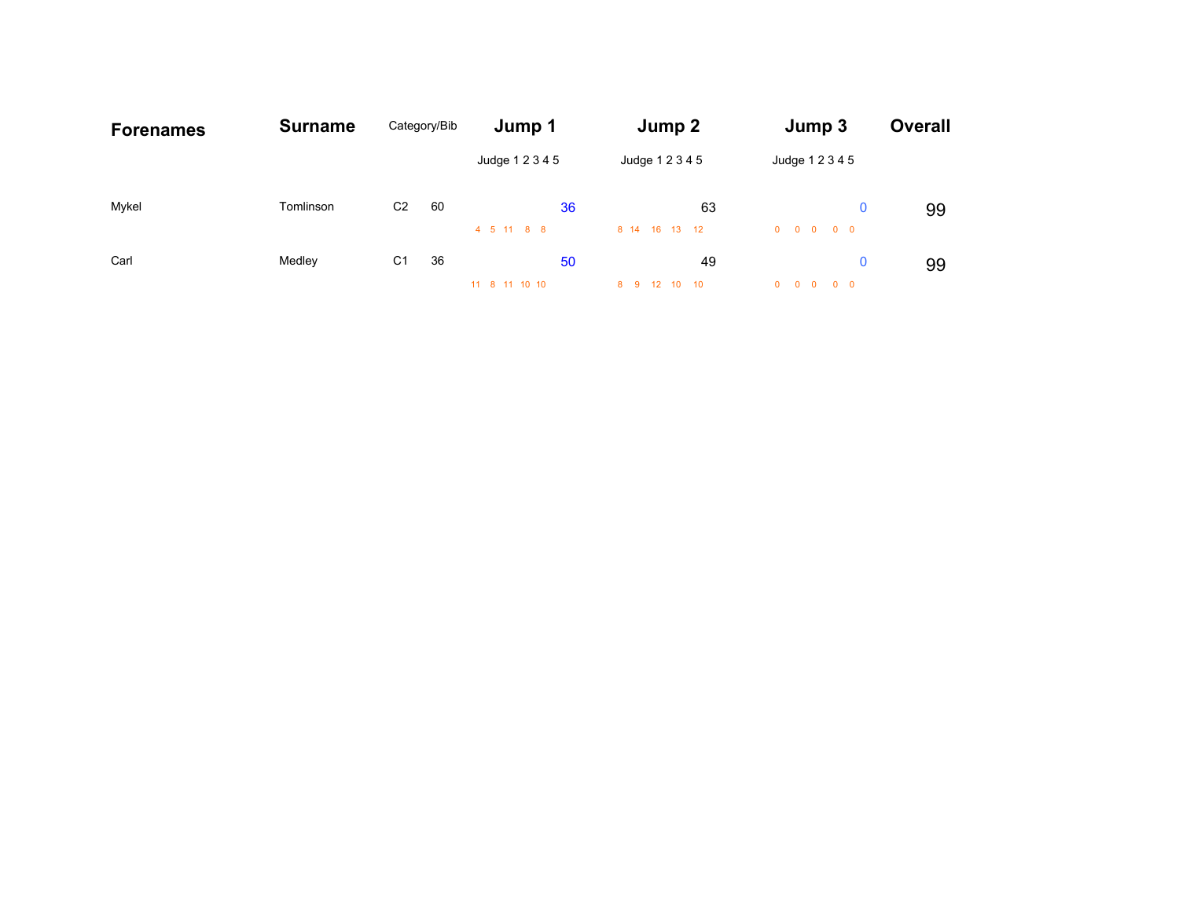| Forenames | Surname | Category/Bib | | Jump 1 | Jump 2 | Jump 3 | Overall |
|---|---|---|---|---|---|---|---|
| | | | | Judge 1 2 3 4 5 | Judge 1 2 3 4 5 | Judge 1 2 3 4 5 | |
| Mykel | Tomlinson | C2 | 60 | 36 | 63 | 0 | 99 |
| | | | | 4 5 11 8 8 | 8 14 16 13 12 | 0 0 0 0 0 | |
| Carl | Medley | C1 | 36 | 50 | 49 | 0 | 99 |
| | | | | 11 8 11 10 10 | 8 9 12 10 10 | 0 0 0 0 0 | |